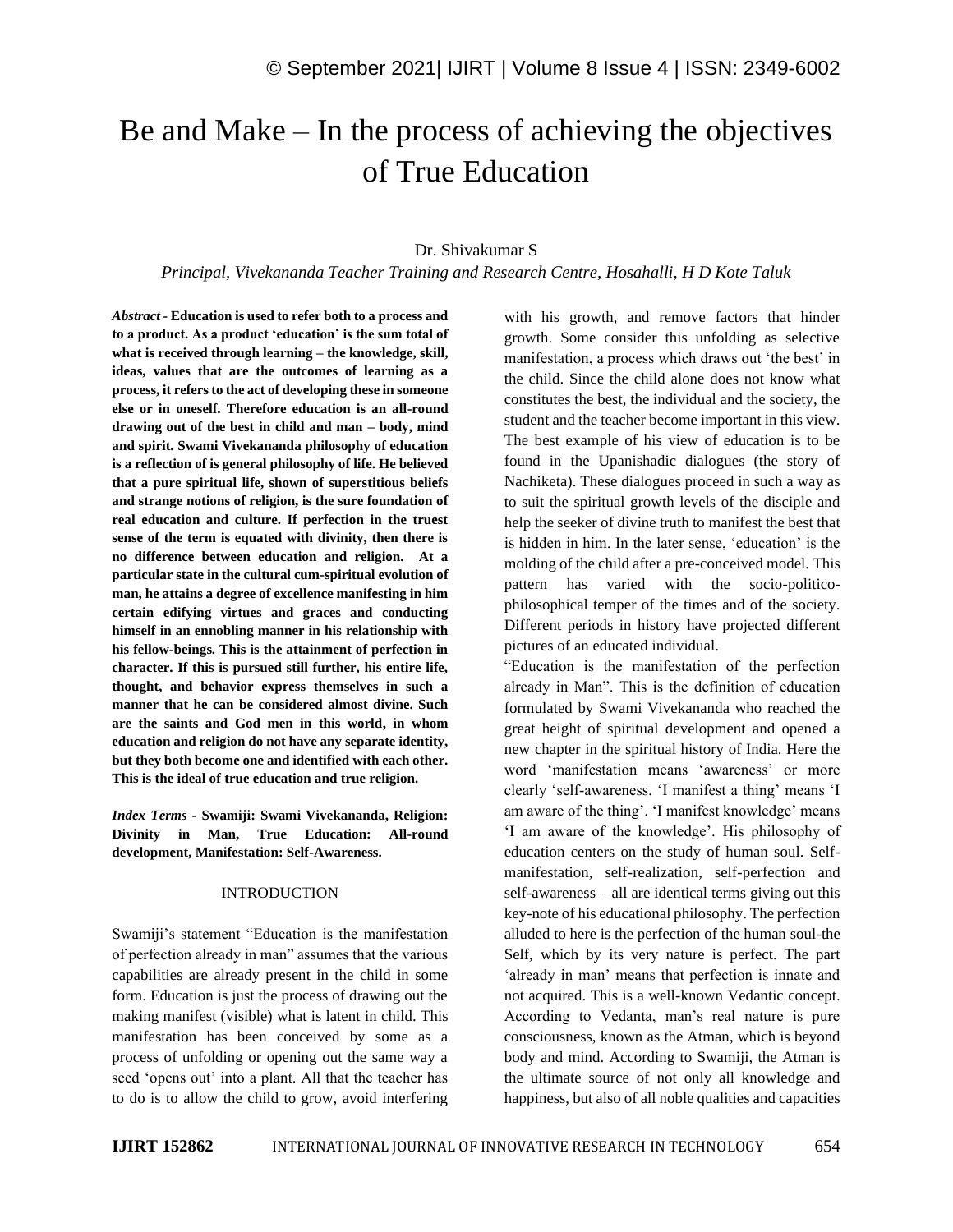# Be and Make – In the process of achieving the objectives of True Education

Dr. Shivakumar S

*Principal, Vivekananda Teacher Training and Research Centre, Hosahalli, H D Kote Taluk*

***Abstract* - Education is used to refer both to a process and to a product. As a product 'education' is the sum total of what is received through learning – the knowledge, skill, ideas, values that are the outcomes of learning as a process, it refers to the act of developing these in someone else or in oneself. Therefore education is an all-round drawing out of the best in child and man – body, mind and spirit. Swami Vivekananda philosophy of education is a reflection of is general philosophy of life. He believed that a pure spiritual life, shown of superstitious beliefs and strange notions of religion, is the sure foundation of real education and culture. If perfection in the truest sense of the term is equated with divinity, then there is no difference between education and religion. At a particular state in the cultural cum-spiritual evolution of man, he attains a degree of excellence manifesting in him certain edifying virtues and graces and conducting himself in an ennobling manner in his relationship with his fellow-beings. This is the attainment of perfection in character. If this is pursued still further, his entire life, thought, and behavior express themselves in such a manner that he can be considered almost divine. Such are the saints and God men in this world, in whom education and religion do not have any separate identity, but they both become one and identified with each other. This is the ideal of true education and true religion.**

***Index Terms* - Swamiji: Swami Vivekananda, Religion: Divinity in Man, True Education: All-round development, Manifestation: Self-Awareness.**

## INTRODUCTION

Swamiji's statement "Education is the manifestation of perfection already in man" assumes that the various capabilities are already present in the child in some form. Education is just the process of drawing out the making manifest (visible) what is latent in child. This manifestation has been conceived by some as a process of unfolding or opening out the same way a seed 'opens out' into a plant. All that the teacher has to do is to allow the child to grow, avoid interfering with his growth, and remove factors that hinder growth. Some consider this unfolding as selective manifestation, a process which draws out 'the best' in the child. Since the child alone does not know what constitutes the best, the individual and the society, the student and the teacher become important in this view. The best example of his view of education is to be found in the Upanishadic dialogues (the story of Nachiketa). These dialogues proceed in such a way as to suit the spiritual growth levels of the disciple and help the seeker of divine truth to manifest the best that is hidden in him. In the later sense, 'education' is the molding of the child after a pre-conceived model. This pattern has varied with the socio-politico-philosophical temper of the times and of the society. Different periods in history have projected different pictures of an educated individual.

"Education is the manifestation of the perfection already in Man". This is the definition of education formulated by Swami Vivekananda who reached the great height of spiritual development and opened a new chapter in the spiritual history of India. Here the word 'manifestation means 'awareness' or more clearly 'self-awareness. 'I manifest a thing' means 'I am aware of the thing'. 'I manifest knowledge' means 'I am aware of the knowledge'. His philosophy of education centers on the study of human soul. Self-manifestation, self-realization, self-perfection and self-awareness – all are identical terms giving out this key-note of his educational philosophy. The perfection alluded to here is the perfection of the human soul-the Self, which by its very nature is perfect. The part 'already in man' means that perfection is innate and not acquired. This is a well-known Vedantic concept. According to Vedanta, man's real nature is pure consciousness, known as the Atman, which is beyond body and mind. According to Swamiji, the Atman is the ultimate source of not only all knowledge and happiness, but also of all noble qualities and capacities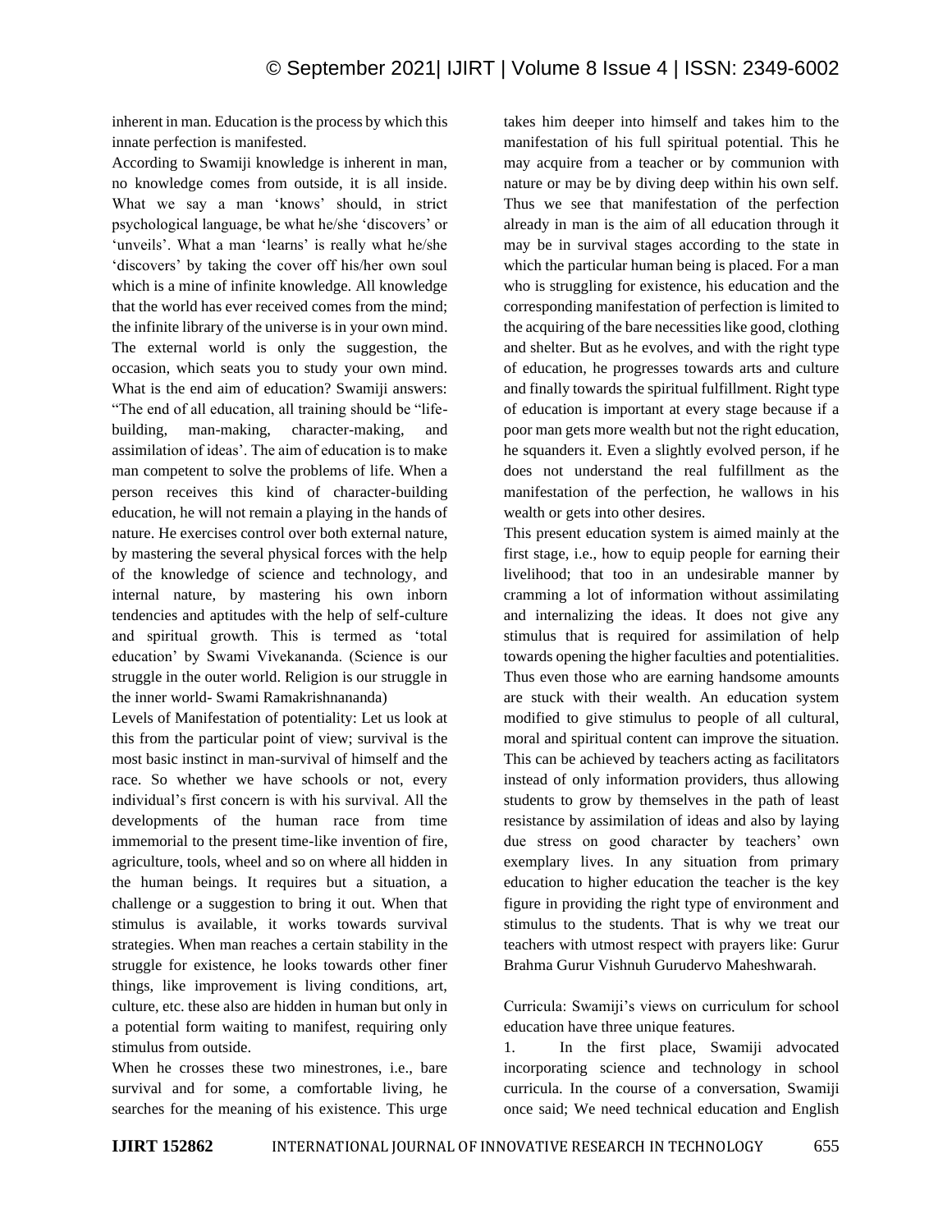inherent in man. Education is the process by which this innate perfection is manifested.

According to Swamiji knowledge is inherent in man, no knowledge comes from outside, it is all inside. What we say a man 'knows' should, in strict psychological language, be what he/she 'discovers' or 'unveils'. What a man 'learns' is really what he/she 'discovers' by taking the cover off his/her own soul which is a mine of infinite knowledge. All knowledge that the world has ever received comes from the mind; the infinite library of the universe is in your own mind. The external world is only the suggestion, the occasion, which seats you to study your own mind. What is the end aim of education? Swamiji answers: "The end of all education, all training should be "life-building, man-making, character-making, and assimilation of ideas'. The aim of education is to make man competent to solve the problems of life. When a person receives this kind of character-building education, he will not remain a playing in the hands of nature. He exercises control over both external nature, by mastering the several physical forces with the help of the knowledge of science and technology, and internal nature, by mastering his own inborn tendencies and aptitudes with the help of self-culture and spiritual growth. This is termed as 'total education' by Swami Vivekananda. (Science is our struggle in the outer world. Religion is our struggle in the inner world- Swami Ramakrishnananda)

Levels of Manifestation of potentiality: Let us look at this from the particular point of view; survival is the most basic instinct in man-survival of himself and the race. So whether we have schools or not, every individual's first concern is with his survival. All the developments of the human race from time immemorial to the present time-like invention of fire, agriculture, tools, wheel and so on where all hidden in the human beings. It requires but a situation, a challenge or a suggestion to bring it out. When that stimulus is available, it works towards survival strategies. When man reaches a certain stability in the struggle for existence, he looks towards other finer things, like improvement is living conditions, art, culture, etc. these also are hidden in human but only in a potential form waiting to manifest, requiring only stimulus from outside.

When he crosses these two minestrones, i.e., bare survival and for some, a comfortable living, he searches for the meaning of his existence. This urge takes him deeper into himself and takes him to the manifestation of his full spiritual potential. This he may acquire from a teacher or by communion with nature or may be by diving deep within his own self. Thus we see that manifestation of the perfection already in man is the aim of all education through it may be in survival stages according to the state in which the particular human being is placed. For a man who is struggling for existence, his education and the corresponding manifestation of perfection is limited to the acquiring of the bare necessities like good, clothing and shelter. But as he evolves, and with the right type of education, he progresses towards arts and culture and finally towards the spiritual fulfillment. Right type of education is important at every stage because if a poor man gets more wealth but not the right education, he squanders it. Even a slightly evolved person, if he does not understand the real fulfillment as the manifestation of the perfection, he wallows in his wealth or gets into other desires.

This present education system is aimed mainly at the first stage, i.e., how to equip people for earning their livelihood; that too in an undesirable manner by cramming a lot of information without assimilating and internalizing the ideas. It does not give any stimulus that is required for assimilation of help towards opening the higher faculties and potentialities. Thus even those who are earning handsome amounts are stuck with their wealth. An education system modified to give stimulus to people of all cultural, moral and spiritual content can improve the situation. This can be achieved by teachers acting as facilitators instead of only information providers, thus allowing students to grow by themselves in the path of least resistance by assimilation of ideas and also by laying due stress on good character by teachers' own exemplary lives. In any situation from primary education to higher education the teacher is the key figure in providing the right type of environment and stimulus to the students. That is why we treat our teachers with utmost respect with prayers like: Gurur Brahma Gurur Vishnuh Gurudervo Maheshwarah.

Curricula: Swamiji's views on curriculum for school education have three unique features.

1. In the first place, Swamiji advocated incorporating science and technology in school curricula. In the course of a conversation, Swamiji once said; We need technical education and English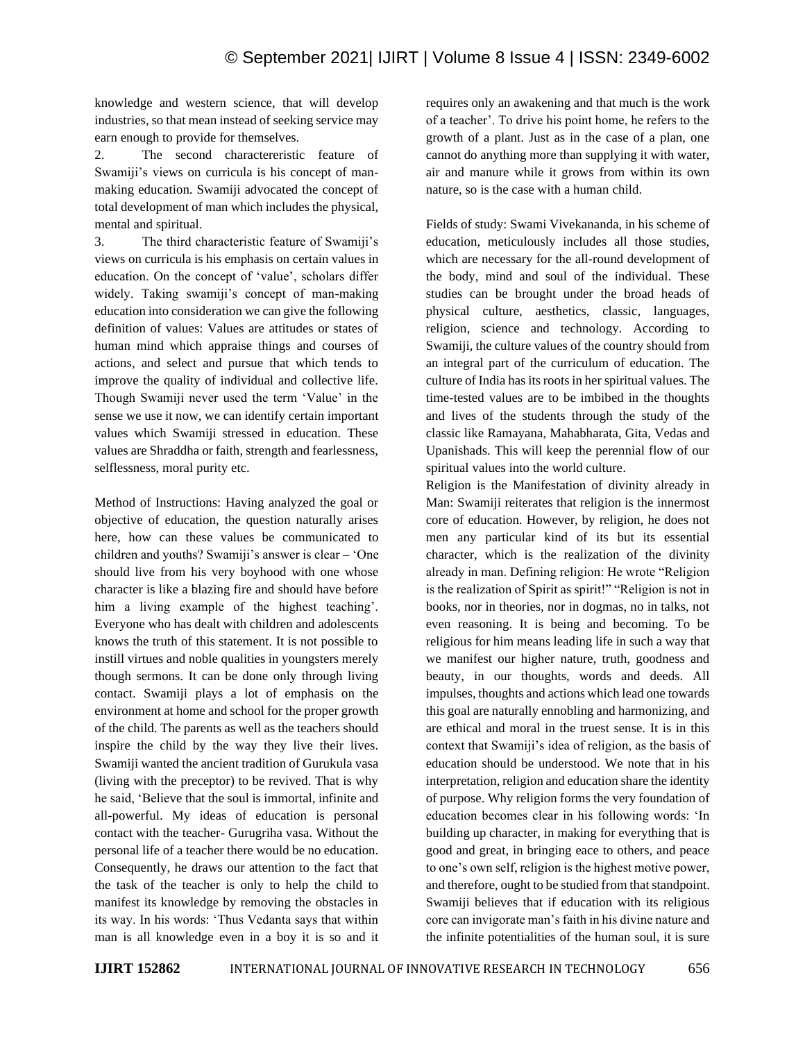knowledge and western science, that will develop industries, so that mean instead of seeking service may earn enough to provide for themselves.

2. The second charactereristic feature of Swamiji's views on curricula is his concept of man-making education. Swamiji advocated the concept of total development of man which includes the physical, mental and spiritual.

3. The third characteristic feature of Swamiji's views on curricula is his emphasis on certain values in education. On the concept of 'value', scholars differ widely. Taking swamiji's concept of man-making education into consideration we can give the following definition of values: Values are attitudes or states of human mind which appraise things and courses of actions, and select and pursue that which tends to improve the quality of individual and collective life. Though Swamiji never used the term 'Value' in the sense we use it now, we can identify certain important values which Swamiji stressed in education. These values are Shraddha or faith, strength and fearlessness, selflessness, moral purity etc.

Method of Instructions: Having analyzed the goal or objective of education, the question naturally arises here, how can these values be communicated to children and youths? Swamiji's answer is clear – 'One should live from his very boyhood with one whose character is like a blazing fire and should have before him a living example of the highest teaching'. Everyone who has dealt with children and adolescents knows the truth of this statement. It is not possible to instill virtues and noble qualities in youngsters merely though sermons. It can be done only through living contact. Swamiji plays a lot of emphasis on the environment at home and school for the proper growth of the child. The parents as well as the teachers should inspire the child by the way they live their lives. Swamiji wanted the ancient tradition of Gurukula vasa (living with the preceptor) to be revived. That is why he said, 'Believe that the soul is immortal, infinite and all-powerful. My ideas of education is personal contact with the teacher- Gurugriha vasa. Without the personal life of a teacher there would be no education. Consequently, he draws our attention to the fact that the task of the teacher is only to help the child to manifest its knowledge by removing the obstacles in its way. In his words: 'Thus Vedanta says that within man is all knowledge even in a boy it is so and it requires only an awakening and that much is the work of a teacher'. To drive his point home, he refers to the growth of a plant. Just as in the case of a plan, one cannot do anything more than supplying it with water, air and manure while it grows from within its own nature, so is the case with a human child.

Fields of study: Swami Vivekananda, in his scheme of education, meticulously includes all those studies, which are necessary for the all-round development of the body, mind and soul of the individual. These studies can be brought under the broad heads of physical culture, aesthetics, classic, languages, religion, science and technology. According to Swamiji, the culture values of the country should from an integral part of the curriculum of education. The culture of India has its roots in her spiritual values. The time-tested values are to be imbibed in the thoughts and lives of the students through the study of the classic like Ramayana, Mahabharata, Gita, Vedas and Upanishads. This will keep the perennial flow of our spiritual values into the world culture.

Religion is the Manifestation of divinity already in Man: Swamiji reiterates that religion is the innermost core of education. However, by religion, he does not men any particular kind of its but its essential character, which is the realization of the divinity already in man. Defining religion: He wrote "Religion is the realization of Spirit as spirit!" "Religion is not in books, nor in theories, nor in dogmas, no in talks, not even reasoning. It is being and becoming. To be religious for him means leading life in such a way that we manifest our higher nature, truth, goodness and beauty, in our thoughts, words and deeds. All impulses, thoughts and actions which lead one towards this goal are naturally ennobling and harmonizing, and are ethical and moral in the truest sense. It is in this context that Swamiji's idea of religion, as the basis of education should be understood. We note that in his interpretation, religion and education share the identity of purpose. Why religion forms the very foundation of education becomes clear in his following words: 'In building up character, in making for everything that is good and great, in bringing eace to others, and peace to one's own self, religion is the highest motive power, and therefore, ought to be studied from that standpoint. Swamiji believes that if education with its religious core can invigorate man's faith in his divine nature and the infinite potentialities of the human soul, it is sure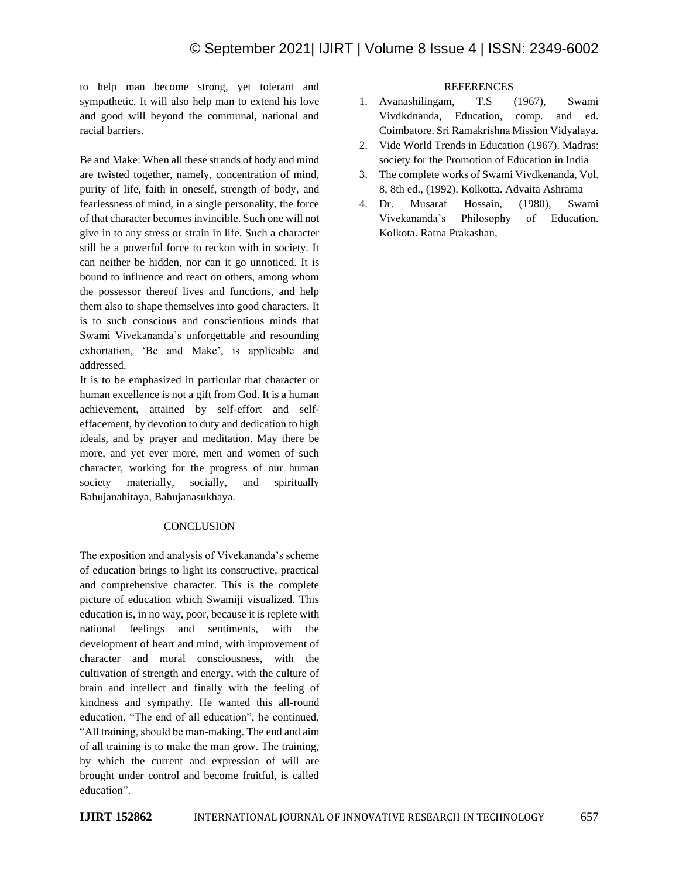to help man become strong, yet tolerant and sympathetic. It will also help man to extend his love and good will beyond the communal, national and racial barriers.

Be and Make: When all these strands of body and mind are twisted together, namely, concentration of mind, purity of life, faith in oneself, strength of body, and fearlessness of mind, in a single personality, the force of that character becomes invincible. Such one will not give in to any stress or strain in life. Such a character still be a powerful force to reckon with in society. It can neither be hidden, nor can it go unnoticed. It is bound to influence and react on others, among whom the possessor thereof lives and functions, and help them also to shape themselves into good characters. It is to such conscious and conscientious minds that Swami Vivekananda's unforgettable and resounding exhortation, 'Be and Make', is applicable and addressed.

It is to be emphasized in particular that character or human excellence is not a gift from God. It is a human achievement, attained by self-effort and self-effacement, by devotion to duty and dedication to high ideals, and by prayer and meditation. May there be more, and yet ever more, men and women of such character, working for the progress of our human society materially, socially, and spiritually Bahujanahitaya, Bahujanasukhaya.

## CONCLUSION

The exposition and analysis of Vivekananda's scheme of education brings to light its constructive, practical and comprehensive character. This is the complete picture of education which Swamiji visualized. This education is, in no way, poor, because it is replete with national feelings and sentiments, with the development of heart and mind, with improvement of character and moral consciousness, with the cultivation of strength and energy, with the culture of brain and intellect and finally with the feeling of kindness and sympathy. He wanted this all-round education. "The end of all education", he continued, "All training, should be man-making. The end and aim of all training is to make the man grow. The training, by which the current and expression of will are brought under control and become fruitful, is called education".

## REFERENCES

1. Avanashilingam, T.S (1967), Swami Vivdkdnanda, Education, comp. and ed. Coimbatore. Sri Ramakrishna Mission Vidyalaya.
2. Vide World Trends in Education (1967). Madras: society for the Promotion of Education in India
3. The complete works of Swami Vivdkenanda, Vol. 8, 8th ed., (1992). Kolkotta. Advaita Ashrama
4. Dr. Musaraf Hossain, (1980), Swami Vivekananda's Philosophy of Education. Kolkota. Ratna Prakashan,